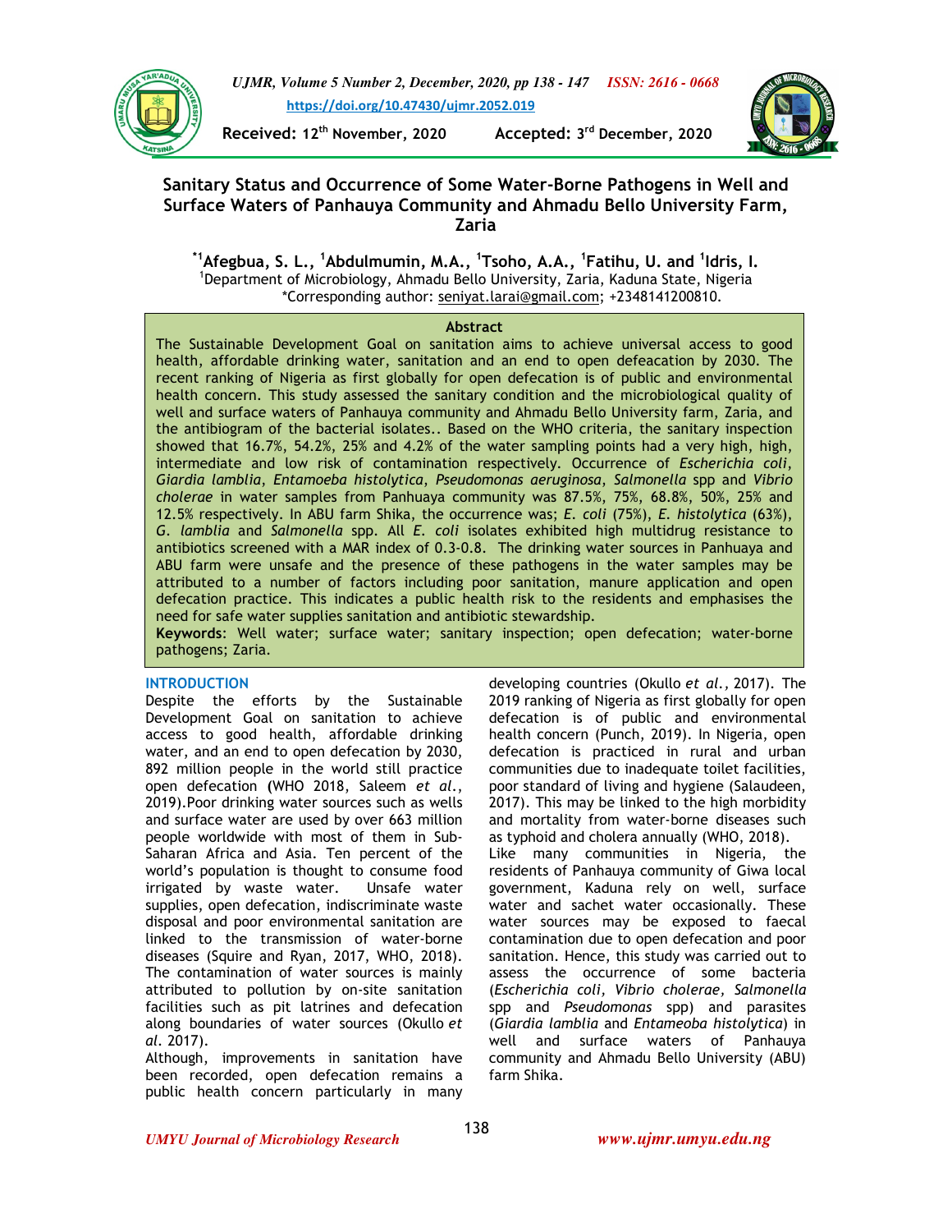Received: 12th November, 2020 Accepted: 3rd December, 2020

# Sanitary Status and Occurrence of Some Water-Borne Pathogens in Well and Surface Waters of Panhauya Community and Ahmadu Bello University Farm, Zaria

**\*[1]Afegbua, S. L., [1]Abdulmumin, M.A., [1]Tsoho, A.A., [1]Fatihu, U. and [1]Idris, I.**

[1]Department of Microbiology, Ahmadu Bello University, Zaria, Kaduna State, Nigeria

\*Corresponding author: seniyat.larai@gmail.com; +2348141200810.

## Abstract

The Sustainable Development Goal on sanitation aims to achieve universal access to good health, affordable drinking water, sanitation and an end to open defeacation by 2030. The recent ranking of Nigeria as first globally for open defecation is of public and environmental health concern. This study assessed the sanitary condition and the microbiological quality of well and surface waters of Panhauya community and Ahmadu Bello University farm, Zaria, and the antibiogram of the bacterial isolates.. Based on the WHO criteria, the sanitary inspection showed that 16.7%, 54.2%, 25% and 4.2% of the water sampling points had a very high, high, intermediate and low risk of contamination respectively. Occurrence of *Escherichia coli*, *Giardia lamblia*, *Entamoeba histolytica*, *Pseudomonas aeruginosa*, *Salmonella* spp and *Vibrio cholerae* in water samples from Panhuaya community was 87.5%, 75%, 68.8%, 50%, 25% and 12.5% respectively. In ABU farm Shika, the occurrence was; *E. coli* (75%), *E. histolytica* (63%), *G. lamblia* and *Salmonella* spp. All *E. coli* isolates exhibited high multidrug resistance to antibiotics screened with a MAR index of 0.3-0.8. The drinking water sources in Panhuaya and ABU farm were unsafe and the presence of these pathogens in the water samples may be attributed to a number of factors including poor sanitation, manure application and open defecation practice. This indicates a public health risk to the residents and emphasises the need for safe water supplies sanitation and antibiotic stewardship.

**Keywords**: Well water; surface water; sanitary inspection; open defecation; water-borne pathogens; Zaria.

## INTRODUCTION

Despite the efforts by the Sustainable Development Goal on sanitation to achieve access to good health, affordable drinking water, and an end to open defecation by 2030, 892 million people in the world still practice open defecation (WHO 2018, Saleem *et al.*, 2019).Poor drinking water sources such as wells and surface water are used by over 663 million people worldwide with most of them in Sub-Saharan Africa and Asia. Ten percent of the world's population is thought to consume food irrigated by waste water. Unsafe water supplies, open defecation, indiscriminate waste disposal and poor environmental sanitation are linked to the transmission of water-borne diseases (Squire and Ryan, 2017, WHO, 2018). The contamination of water sources is mainly attributed to pollution by on-site sanitation facilities such as pit latrines and defecation along boundaries of water sources (Okullo *et al.* 2017).

Although, improvements in sanitation have been recorded, open defecation remains a public health concern particularly in many developing countries (Okullo *et al.,* 2017). The 2019 ranking of Nigeria as first globally for open defecation is of public and environmental health concern (Punch, 2019). In Nigeria, open defecation is practiced in rural and urban communities due to inadequate toilet facilities, poor standard of living and hygiene (Salaudeen, 2017). This may be linked to the high morbidity and mortality from water-borne diseases such as typhoid and cholera annually (WHO, 2018).

Like many communities in Nigeria, the residents of Panhauya community of Giwa local government, Kaduna rely on well, surface water and sachet water occasionally. These water sources may be exposed to faecal contamination due to open defecation and poor sanitation. Hence, this study was carried out to assess the occurrence of some bacteria (*Escherichia coli, Vibrio cholerae, Salmonella* spp and *Pseudomonas* spp) and parasites (*Giardia lamblia* and *Entameoba histolytica*) in well and surface waters of Panhauya community and Ahmadu Bello University (ABU) farm Shika.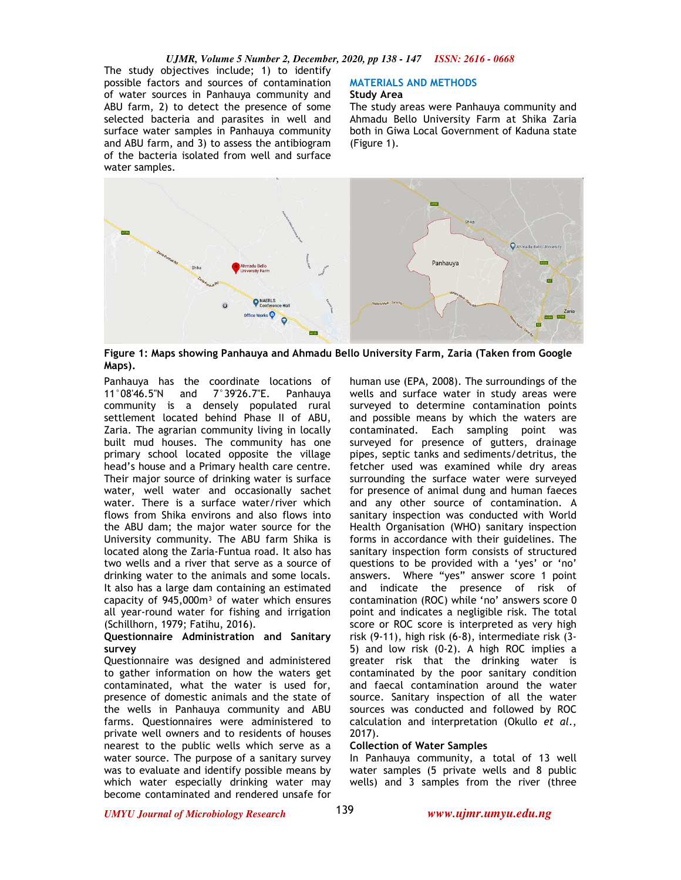The study objectives include; 1) to identify possible factors and sources of contamination of water sources in Panhauya community and ABU farm, 2) to detect the presence of some selected bacteria and parasites in well and surface water samples in Panhauya community and ABU farm, and 3) to assess the antibiogram of the bacteria isolated from well and surface water samples.

## MATERIALS AND METHODS

### Study Area

The study areas were Panhauya community and Ahmadu Bello University Farm at Shika Zaria both in Giwa Local Government of Kaduna state (Figure 1).

**Figure 1: Maps showing Panhauya and Ahmadu Bello University Farm, Zaria (Taken from Google Maps).**

Panhauya has the coordinate locations of 11°08'46.5"N and 7°39'26.7"E. Panhauya community is a densely populated rural settlement located behind Phase II of ABU, Zaria. The agrarian community living in locally built mud houses. The community has one primary school located opposite the village head's house and a Primary health care centre. Their major source of drinking water is surface water, well water and occasionally sachet water. There is a surface water/river which flows from Shika environs and also flows into the ABU dam; the major water source for the University community. The ABU farm Shika is located along the Zaria-Funtua road. It also has two wells and a river that serve as a source of drinking water to the animals and some locals. It also has a large dam containing an estimated capacity of 945,000m$^3$ of water which ensures all year-round water for fishing and irrigation (Schillhorn, 1979; Fatihu, 2016).

### Questionnaire Administration and Sanitary survey

Questionnaire was designed and administered to gather information on how the waters get contaminated, what the water is used for, presence of domestic animals and the state of the wells in Panhauya community and ABU farms. Questionnaires were administered to private well owners and to residents of houses nearest to the public wells which serve as a water source. The purpose of a sanitary survey was to evaluate and identify possible means by which water especially drinking water may become contaminated and rendered unsafe for human use (EPA, 2008). The surroundings of the wells and surface water in study areas were surveyed to determine contamination points and possible means by which the waters are contaminated. Each sampling point was surveyed for presence of gutters, drainage pipes, septic tanks and sediments/detritus, the fetcher used was examined while dry areas surrounding the surface water were surveyed for presence of animal dung and human faeces and any other source of contamination. A sanitary inspection was conducted with World Health Organisation (WHO) sanitary inspection forms in accordance with their guidelines. The sanitary inspection form consists of structured questions to be provided with a 'yes' or 'no' answers. Where "yes" answer score 1 point and indicate the presence of risk of contamination (ROC) while 'no' answers score 0 point and indicates a negligible risk. The total score or ROC score is interpreted as very high risk (9-11), high risk (6-8), intermediate risk (3-5) and low risk (0-2). A high ROC implies a greater risk that the drinking water is contaminated by the poor sanitary condition and faecal contamination around the water source. Sanitary inspection of all the water sources was conducted and followed by ROC calculation and interpretation (Okullo *et al.*, 2017).

### Collection of Water Samples

In Panhauya community, a total of 13 well water samples (5 private wells and 8 public wells) and 3 samples from the river (three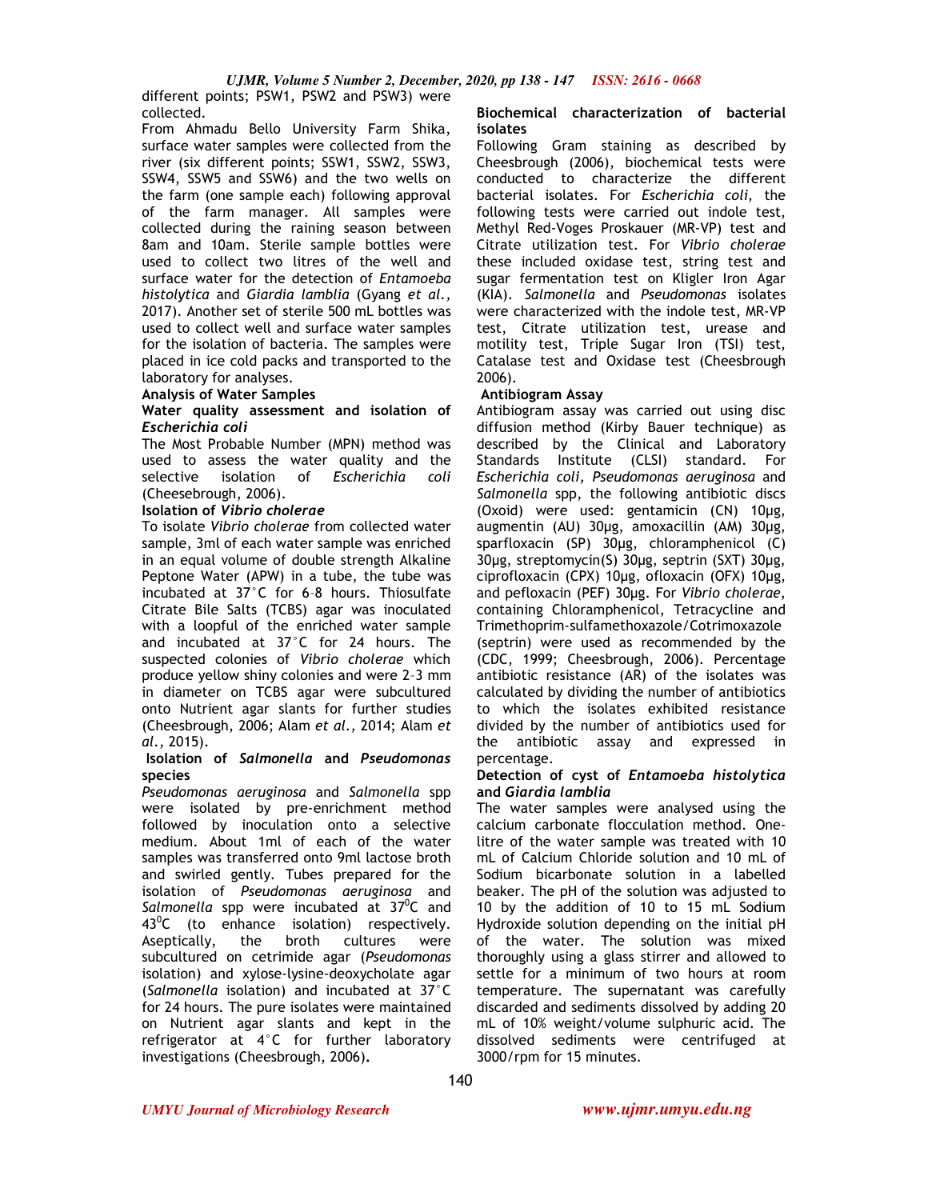different points; PSW1, PSW2 and PSW3) were collected.

From Ahmadu Bello University Farm Shika, surface water samples were collected from the river (six different points; SSW1, SSW2, SSW3, SSW4, SSW5 and SSW6) and the two wells on the farm (one sample each) following approval of the farm manager. All samples were collected during the raining season between 8am and 10am. Sterile sample bottles were used to collect two litres of the well and surface water for the detection of *Entamoeba histolytica* and *Giardia lamblia* (Gyang *et al.,* 2017). Another set of sterile 500 mL bottles was used to collect well and surface water samples for the isolation of bacteria. The samples were placed in ice cold packs and transported to the laboratory for analyses.

**Analysis of Water Samples**

**Water quality assessment and isolation of *Escherichia coli***

The Most Probable Number (MPN) method was used to assess the water quality and the selective isolation of *Escherichia coli* (Cheesebrough, 2006).

**Isolation of *Vibrio cholerae***

To isolate *Vibrio cholerae* from collected water sample, 3ml of each water sample was enriched in an equal volume of double strength Alkaline Peptone Water (APW) in a tube, the tube was incubated at 37°C for 6–8 hours. Thiosulfate Citrate Bile Salts (TCBS) agar was inoculated with a loopful of the enriched water sample and incubated at 37°C for 24 hours. The suspected colonies of *Vibrio cholerae* which produce yellow shiny colonies and were 2–3 mm in diameter on TCBS agar were subcultured onto Nutrient agar slants for further studies (Cheesbrough, 2006; Alam *et al.,* 2014; Alam *et al.,* 2015).

**Isolation of *Salmonella* and *Pseudomonas* species**

*Pseudomonas aeruginosa* and *Salmonella* spp were isolated by pre-enrichment method followed by inoculation onto a selective medium. About 1ml of each of the water samples was transferred onto 9ml lactose broth and swirled gently. Tubes prepared for the isolation of *Pseudomonas aeruginosa* and *Salmonella* spp were incubated at $37^0$C and $43^0$C (to enhance isolation) respectively. Aseptically, the broth cultures were subcultured on cetrimide agar (*Pseudomonas* isolation) and xylose-lysine-deoxycholate agar (*Salmonella* isolation) and incubated at 37°C for 24 hours. The pure isolates were maintained on Nutrient agar slants and kept in the refrigerator at 4°C for further laboratory investigations (Cheesbrough, 2006).

**Biochemical characterization of bacterial isolates**

Following Gram staining as described by Cheesbrough (2006), biochemical tests were conducted to characterize the different bacterial isolates. For *Escherichia coli,* the following tests were carried out indole test, Methyl Red-Voges Proskauer (MR-VP) test and Citrate utilization test. For *Vibrio cholerae* these included oxidase test, string test and sugar fermentation test on Kligler Iron Agar (KIA). *Salmonella* and *Pseudomonas* isolates were characterized with the indole test, MR-VP test, Citrate utilization test, urease and motility test, Triple Sugar Iron (TSI) test, Catalase test and Oxidase test (Cheesbrough 2006).

**Antibiogram Assay**

Antibiogram assay was carried out using disc diffusion method (Kirby Bauer technique) as described by the Clinical and Laboratory Standards Institute (CLSI) standard. For *Escherichia coli, Pseudomonas aeruginosa* and *Salmonella* spp, the following antibiotic discs (Oxoid) were used: gentamicin (CN) 10µg, augmentin (AU) 30µg, amoxacillin (AM) 30µg, sparfloxacin (SP) 30µg, chloramphenicol (C) 30µg, streptomycin(S) 30µg, septrin (SXT) 30µg, ciprofloxacin (CPX) 10µg, ofloxacin (OFX) 10µg, and pefloxacin (PEF) 30µg. For *Vibrio cholerae*, containing Chloramphenicol, Tetracycline and Trimethoprim-sulfamethoxazole/Cotrimoxazole (septrin) were used as recommended by the (CDC, 1999; Cheesbrough, 2006). Percentage antibiotic resistance (AR) of the isolates was calculated by dividing the number of antibiotics to which the isolates exhibited resistance divided by the number of antibiotics used for the antibiotic assay and expressed in percentage.

**Detection of cyst of *Entamoeba histolytica* and *Giardia lamblia***

The water samples were analysed using the calcium carbonate flocculation method. One-litre of the water sample was treated with 10 mL of Calcium Chloride solution and 10 mL of Sodium bicarbonate solution in a labelled beaker. The pH of the solution was adjusted to 10 by the addition of 10 to 15 mL Sodium Hydroxide solution depending on the initial pH of the water. The solution was mixed thoroughly using a glass stirrer and allowed to settle for a minimum of two hours at room temperature. The supernatant was carefully discarded and sediments dissolved by adding 20 mL of 10% weight/volume sulphuric acid. The dissolved sediments were centrifuged at 3000/rpm for 15 minutes.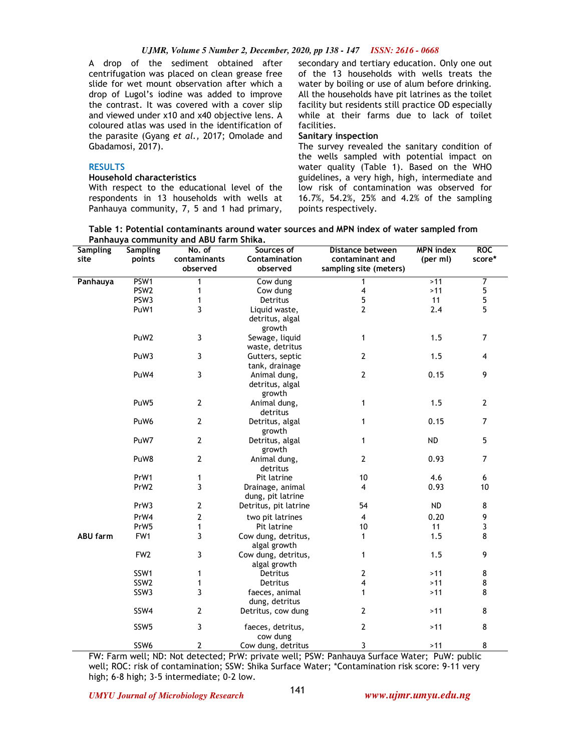A drop of the sediment obtained after centrifugation was placed on clean grease free slide for wet mount observation after which a drop of Lugol's iodine was added to improve the contrast. It was covered with a cover slip and viewed under x10 and x40 objective lens. A coloured atlas was used in the identification of the parasite (Gyang *et al.,* 2017; Omolade and Gbadamosi, 2017).

## RESULTS

### Household characteristics

With respect to the educational level of the respondents in 13 households with wells at Panhauya community, 7, 5 and 1 had primary, secondary and tertiary education. Only one out of the 13 households with wells treats the water by boiling or use of alum before drinking. All the households have pit latrines as the toilet facility but residents still practice OD especially while at their farms due to lack of toilet facilities.

### Sanitary inspection

The survey revealed the sanitary condition of the wells sampled with potential impact on water quality (Table 1). Based on the WHO guidelines, a very high, high, intermediate and low risk of contamination was observed for 16.7%, 54.2%, 25% and 4.2% of the sampling points respectively.

**Table 1: Potential contaminants around water sources and MPN index of water sampled from Panhauya community and ABU farm Shika.**

| Sampling site | Sampling points | No. of contaminants observed | Sources of Contamination observed | Distance between contaminant and sampling site (meters) | MPN index (per ml) | ROC score* |
|---|---|---|---|---|---|---|
| Panhauya | PSW1 | 1 | Cow dung | 1 | >11 | 7 |
| | PSW2 | 1 | Cow dung | 4 | >11 | 5 |
| | PSW3 | 1 | Detritus | 5 | 11 | 5 |
| | PuW1 | 3 | Liquid waste, detritus, algal growth | 2 | 2.4 | 5 |
| | PuW2 | 3 | Sewage, liquid waste, detritus | 1 | 1.5 | 7 |
| | PuW3 | 3 | Gutters, septic tank, drainage | 2 | 1.5 | 4 |
| | PuW4 | 3 | Animal dung, detritus, algal growth | 2 | 0.15 | 9 |
| | PuW5 | 2 | Animal dung, detritus | 1 | 1.5 | 2 |
| | PuW6 | 2 | Detritus, algal growth | 1 | 0.15 | 7 |
| | PuW7 | 2 | Detritus, algal growth | 1 | ND | 5 |
| | PuW8 | 2 | Animal dung, detritus | 2 | 0.93 | 7 |
| | PrW1 | 1 | Pit latrine | 10 | 4.6 | 6 |
| | PrW2 | 3 | Drainage, animal dung, pit latrine | 4 | 0.93 | 10 |
| | PrW3 | 2 | Detritus, pit latrine | 54 | ND | 8 |
| | PrW4 | 2 | two pit latrines | 4 | 0.20 | 9 |
| | PrW5 | 1 | Pit latrine | 10 | 11 | 3 |
| ABU farm | FW1 | 3 | Cow dung, detritus, algal growth | 1 | 1.5 | 8 |
| | FW2 | 3 | Cow dung, detritus, algal growth | 1 | 1.5 | 9 |
| | SSW1 | 1 | Detritus | 2 | >11 | 8 |
| | SSW2 | 1 | Detritus | 4 | >11 | 8 |
| | SSW3 | 3 | faeces, animal dung, detritus | 1 | >11 | 8 |
| | SSW4 | 2 | Detritus, cow dung | 2 | >11 | 8 |
| | SSW5 | 3 | faeces, detritus, cow dung | 2 | >11 | 8 |
| | SSW6 | 2 | Cow dung, detritus | 3 | >11 | 8 |

FW: Farm well; ND: Not detected; PrW: private well; PSW: Panhauya Surface Water; PuW: public well; ROC: risk of contamination; SSW: Shika Surface Water; *Contamination risk score: 9-11 very high; 6-8 high; 3-5 intermediate; 0-2 low.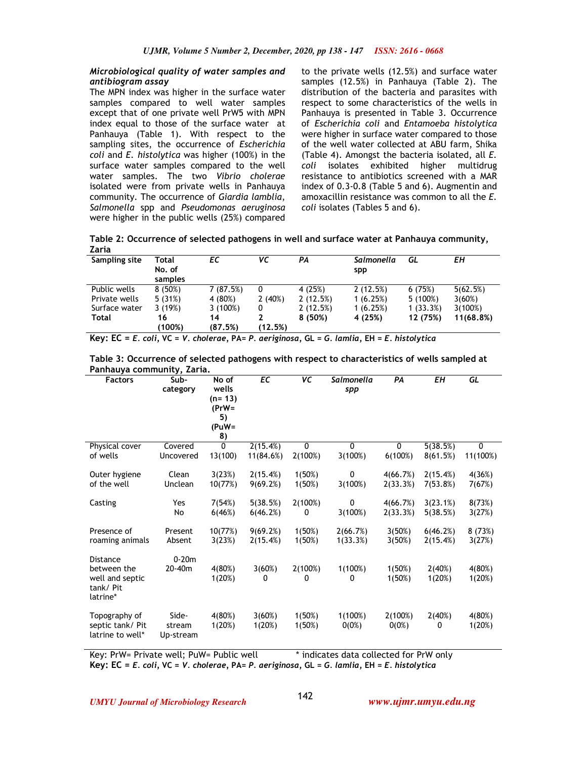### *Microbiological quality of water samples and antibiogram assay*

The MPN index was higher in the surface water samples compared to well water samples except that of one private well PrW5 with MPN index equal to those of the surface water at Panhauya (Table 1). With respect to the sampling sites, the occurrence of *Escherichia coli* and *E. histolytica* was higher (100%) in the surface water samples compared to the well water samples. The two *Vibrio cholerae* isolated were from private wells in Panhauya community. The occurrence of *Giardia lamblia*, *Salmonella* spp and *Pseudomonas aeruginosa* were higher in the public wells (25%) compared to the private wells (12.5%) and surface water samples (12.5%) in Panhauya (Table 2). The distribution of the bacteria and parasites with respect to some characteristics of the wells in Panhauya is presented in Table 3. Occurrence of *Escherichia coli* and *Entamoeba histolytica* were higher in surface water compared to those of the well water collected at ABU farm, Shika (Table 4). Amongst the bacteria isolated, all *E. coli* isolates exhibited higher multidrug resistance to antibiotics screened with a MAR index of 0.3-0.8 (Table 5 and 6). Augmentin and amoxacillin resistance was common to all the *E. coli* isolates (Tables 5 and 6).

**Table 2: Occurrence of selected pathogens in well and surface water at Panhauya community, Zaria**

| Sampling site | Total No. of samples | *EC* | *VC* | *PA* | *Salmonella* spp | *GL* | *EH* |
|---|---|---|---|---|---|---|---|
| Public wells | 8 (50%) | 7 (87.5%) | 0 | 4 (25%) | 2 (12.5%) | 6 (75%) | 5(62.5%) |
| Private wells | 5 (31%) | 4 (80%) | 2 (40%) | 2 (12.5%) | 1 (6.25%) | 5 (100%) | 3(60%) |
| Surface water | 3 (19%) | 3 (100%) | 0 | 2 (12.5%) | 1 (6.25%) | 1 (33.3%) | 3(100%) |
| **Total** | **16 (100%)** | **14 (87.5%)** | **2 (12.5%)** | **8 (50%)** | **4 (25%)** | **12 (75%)** | **11(68.8%)** |

**Key: EC** = *E. coli*, **VC** = *V. cholerae*, **PA**= *P. aeriginosa*, **GL** = *G. lamlia*, **EH** = *E. histolytica*

**Table 3: Occurrence of selected pathogens with respect to characteristics of wells sampled at Panhauya community, Zaria.**

| Factors | Sub-category | No of wells (n= 13) (PrW= 5) (PuW= 8) | *EC* | *VC* | *Salmonella spp* | *PA* | *EH* | *GL* |
|---|---|---|---|---|---|---|---|---|
| Physical cover of wells | Covered | 0 | 2(15.4%) | 0 | 0 | 0 | 5(38.5%) | 0 |
| | Uncovered | 13(100) | 11(84.6%) | 2(100%) | 3(100%) | 6(100%) | 8(61.5%) | 11(100%) |
| Outer hygiene of the well | Clean | 3(23%) | 2(15.4%) | 1(50%) | 0 | 4(66.7%) | 2(15.4%) | 4(36%) |
| | Unclean | 10(77%) | 9(69.2%) | 1(50%) | 3(100%) | 2(33.3%) | 7(53.8%) | 7(67%) |
| Casting | Yes | 7(54%) | 5(38.5%) | 2(100%) | 0 | 4(66.7%) | 3(23.1%) | 8(73%) |
| | No | 6(46%) | 6(46.2%) | 0 | 3(100%) | 2(33.3%) | 5(38.5%) | 3(27%) |
| Presence of roaming animals | Present | 10(77%) | 9(69.2%) | 1(50%) | 2(66.7%) | 3(50%) | 6(46.2%) | 8 (73%) |
| | Absent | 3(23%) | 2(15.4%) | 1(50%) | 1(33.3%) | 3(50%) | 2(15.4%) | 3(27%) |
| Distance between the well and septic tank/ Pit latrine* | 0-20m | 4(80%) | 3(60%) | 2(100%) | 1(100%) | 1(50%) | 2(40%) | 4(80%) |
| | 20-40m | 1(20%) | 0 | 0 | 0 | 1(50%) | 1(20%) | 1(20%) |
| Topography of septic tank/ Pit latrine to well* | Side-stream | 4(80%) | 3(60%) | 1(50%) | 1(100%) | 2(100%) | 2(40%) | 4(80%) |
| | Up-stream | 1(20%) | 1(20%) | 1(50%) | 0(0%) | 0(0%) | 0 | 1(20%) |

Key: PrW= Private well; PuW= Public well  * indicates data collected for PrW only

**Key: EC** = *E. coli*, **VC** = *V. cholerae*, **PA**= *P. aeriginosa*, **GL** = *G. lamlia*, **EH** = *E. histolytica*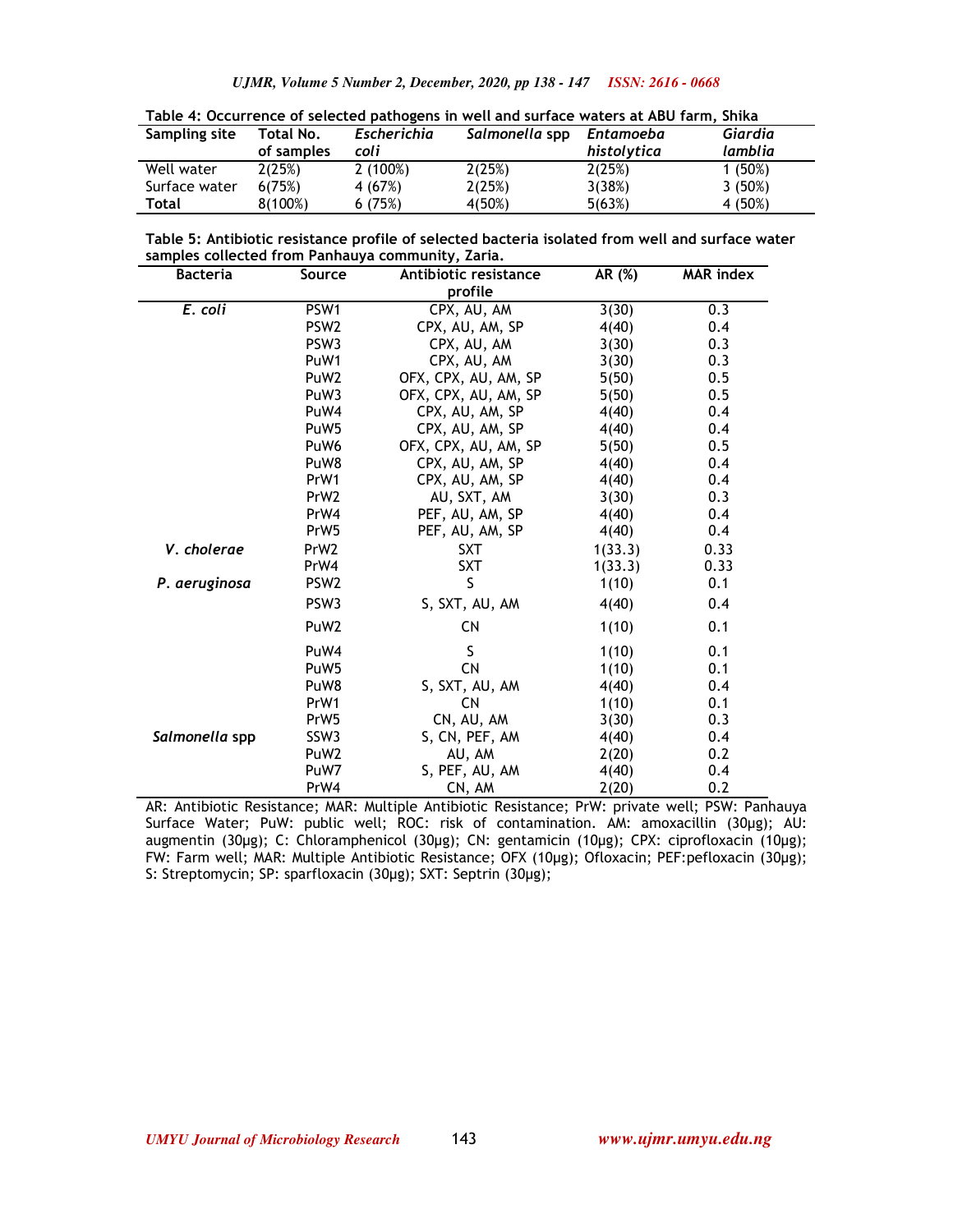**Table 4: Occurrence of selected pathogens in well and surface waters at ABU farm, Shika**

| Sampling site | Total No. of samples | *Escherichia coli* | *Salmonella* spp | *Entamoeba histolytica* | *Giardia lamblia* |
|---|---|---|---|---|---|
| Well water | 2(25%) | 2 (100%) | 2(25%) | 2(25%) | 1 (50%) |
| Surface water | 6(75%) | 4 (67%) | 2(25%) | 3(38%) | 3 (50%) |
| **Total** | 8(100%) | 6 (75%) | 4(50%) | 5(63%) | 4 (50%) |

**Table 5: Antibiotic resistance profile of selected bacteria isolated from well and surface water samples collected from Panhauya community, Zaria.**

| Bacteria | Source | Antibiotic resistance profile | AR (%) | MAR index |
|---|---|---|---|---|
| *E. coli* | PSW1 | CPX, AU, AM | 3(30) | 0.3 |
| | PSW2 | CPX, AU, AM, SP | 4(40) | 0.4 |
| | PSW3 | CPX, AU, AM | 3(30) | 0.3 |
| | PuW1 | CPX, AU, AM | 3(30) | 0.3 |
| | PuW2 | OFX, CPX, AU, AM, SP | 5(50) | 0.5 |
| | PuW3 | OFX, CPX, AU, AM, SP | 5(50) | 0.5 |
| | PuW4 | CPX, AU, AM, SP | 4(40) | 0.4 |
| | PuW5 | CPX, AU, AM, SP | 4(40) | 0.4 |
| | PuW6 | OFX, CPX, AU, AM, SP | 5(50) | 0.5 |
| | PuW8 | CPX, AU, AM, SP | 4(40) | 0.4 |
| | PrW1 | CPX, AU, AM, SP | 4(40) | 0.4 |
| | PrW2 | AU, SXT, AM | 3(30) | 0.3 |
| | PrW4 | PEF, AU, AM, SP | 4(40) | 0.4 |
| | PrW5 | PEF, AU, AM, SP | 4(40) | 0.4 |
| *V. cholerae* | PrW2 | SXT | 1(33.3) | 0.33 |
| | PrW4 | SXT | 1(33.3) | 0.33 |
| *P. aeruginosa* | PSW2 | S | 1(10) | 0.1 |
| | PSW3 | S, SXT, AU, AM | 4(40) | 0.4 |
| | PuW2 | CN | 1(10) | 0.1 |
| | PuW4 | S | 1(10) | 0.1 |
| | PuW5 | CN | 1(10) | 0.1 |
| | PuW8 | S, SXT, AU, AM | 4(40) | 0.4 |
| | PrW1 | CN | 1(10) | 0.1 |
| | PrW5 | CN, AU, AM | 3(30) | 0.3 |
| *Salmonella* spp | SSW3 | S, CN, PEF, AM | 4(40) | 0.4 |
| | PuW2 | AU, AM | 2(20) | 0.2 |
| | PuW7 | S, PEF, AU, AM | 4(40) | 0.4 |
| | PrW4 | CN, AM | 2(20) | 0.2 |

AR: Antibiotic Resistance; MAR: Multiple Antibiotic Resistance; PrW: private well; PSW: Panhauya Surface Water; PuW: public well; ROC: risk of contamination. AM: amoxacillin (30µg); AU: augmentin (30µg); C: Chloramphenicol (30µg); CN: gentamicin (10µg); CPX: ciprofloxacin (10µg); FW: Farm well; MAR: Multiple Antibiotic Resistance; OFX (10µg); Ofloxacin; PEF:pefloxacin (30µg); S: Streptomycin; SP: sparfloxacin (30µg); SXT: Septrin (30µg);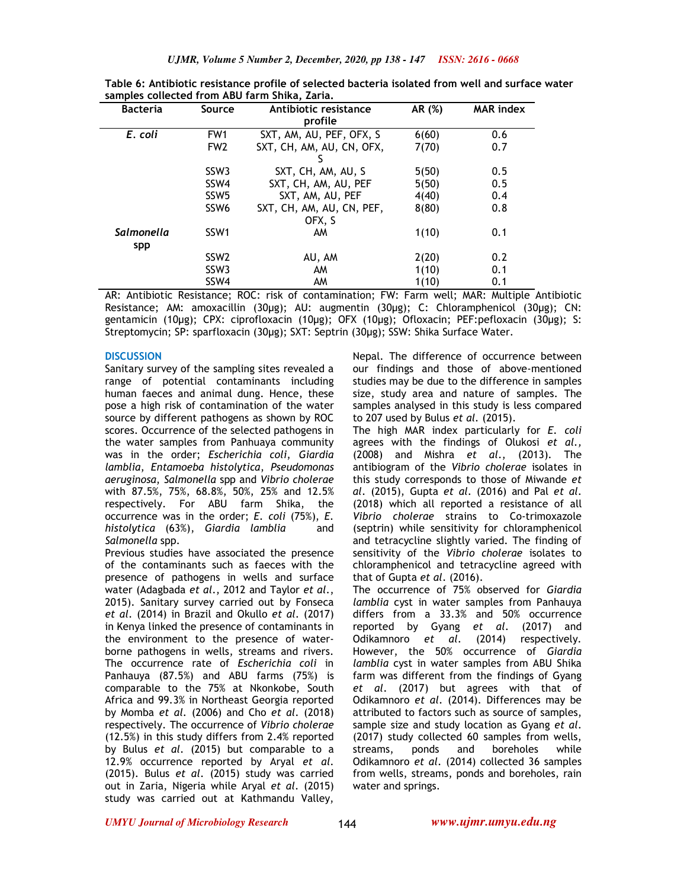**Table 6: Antibiotic resistance profile of selected bacteria isolated from well and surface water samples collected from ABU farm Shika, Zaria.**

| Bacteria | Source | Antibiotic resistance profile | AR (%) | MAR index |
|---|---|---|---|---|
| *E. coli* | FW1 | SXT, AM, AU, PEF, OFX, S | 6(60) | 0.6 |
| | FW2 | SXT, CH, AM, AU, CN, OFX, S | 7(70) | 0.7 |
| | SSW3 | SXT, CH, AM, AU, S | 5(50) | 0.5 |
| | SSW4 | SXT, CH, AM, AU, PEF | 5(50) | 0.5 |
| | SSW5 | SXT, AM, AU, PEF | 4(40) | 0.4 |
| | SSW6 | SXT, CH, AM, AU, CN, PEF, OFX, S | 8(80) | 0.8 |
| *Salmonella* spp | SSW1 | AM | 1(10) | 0.1 |
| | SSW2 | AU, AM | 2(20) | 0.2 |
| | SSW3 | AM | 1(10) | 0.1 |
| | SSW4 | AM | 1(10) | 0.1 |

AR: Antibiotic Resistance; ROC: risk of contamination; FW: Farm well; MAR: Multiple Antibiotic Resistance; AM: amoxacillin (30µg); AU: augmentin (30µg); C: Chloramphenicol (30µg); CN: gentamicin (10µg); CPX: ciprofloxacin (10µg); OFX (10µg); Ofloxacin; PEF:pefloxacin (30µg); S: Streptomycin; SP: sparfloxacin (30µg); SXT: Septrin (30µg); SSW: Shika Surface Water.

## DISCUSSION

Sanitary survey of the sampling sites revealed a range of potential contaminants including human faeces and animal dung. Hence, these pose a high risk of contamination of the water source by different pathogens as shown by ROC scores. Occurrence of the selected pathogens in the water samples from Panhuaya community was in the order; *Escherichia coli*, *Giardia lamblia*, *Entamoeba histolytica*, *Pseudomonas aeruginosa*, *Salmonella* spp and *Vibrio cholerae* with 87.5%, 75%, 68.8%, 50%, 25% and 12.5% respectively. For ABU farm Shika, the occurrence was in the order; *E. coli* (75%), *E. histolytica* (63%), *Giardia lamblia* and *Salmonella* spp.

Previous studies have associated the presence of the contaminants such as faeces with the presence of pathogens in wells and surface water (Adagbada *et al*., 2012 and Taylor *et al*., 2015). Sanitary survey carried out by Fonseca *et al*. (2014) in Brazil and Okullo *et al*. (2017) in Kenya linked the presence of contaminants in the environment to the presence of water-borne pathogens in wells, streams and rivers. The occurrence rate of *Escherichia coli* in Panhauya (87.5%) and ABU farms (75%) is comparable to the 75% at Nkonkobe, South Africa and 99.3% in Northeast Georgia reported by Momba *et al*. (2006) and Cho *et al*. (2018) respectively. The occurrence of *Vibrio cholerae* (12.5%) in this study differs from 2.4% reported by Bulus *et al*. (2015) but comparable to a 12.9% occurrence reported by Aryal *et al*. (2015). Bulus *et al*. (2015) study was carried out in Zaria, Nigeria while Aryal *et al*. (2015) study was carried out at Kathmandu Valley, Nepal. The difference of occurrence between our findings and those of above-mentioned studies may be due to the difference in samples size, study area and nature of samples. The samples analysed in this study is less compared to 207 used by Bulus *et al*. (2015).

The high MAR index particularly for *E. coli* agrees with the findings of Olukosi *et al.*, (2008) and Mishra *et al*., (2013). The antibiogram of the *Vibrio cholerae* isolates in this study corresponds to those of Miwande *et al*. (2015), Gupta *et al*. (2016) and Pal *et al*. (2018) which all reported a resistance of all *Vibrio cholerae* strains to Co-trimoxazole (septrin) while sensitivity for chloramphenicol and tetracycline slightly varied. The finding of sensitivity of the *Vibrio cholerae* isolates to chloramphenicol and tetracycline agreed with that of Gupta *et al*. (2016).

The occurrence of 75% observed for *Giardia lamblia* cyst in water samples from Panhauya differs from a 33.3% and 50% occurrence reported by Gyang *et al*. (2017) and Odikamnoro *et al*. (2014) respectively. However, the 50% occurrence of *Giardia lamblia* cyst in water samples from ABU Shika farm was different from the findings of Gyang *et al*. (2017) but agrees with that of Odikamnoro *et al*. (2014). Differences may be attributed to factors such as source of samples, sample size and study location as Gyang *et al*. (2017) study collected 60 samples from wells, streams, ponds and boreholes while Odikamnoro *et al*. (2014) collected 36 samples from wells, streams, ponds and boreholes, rain water and springs.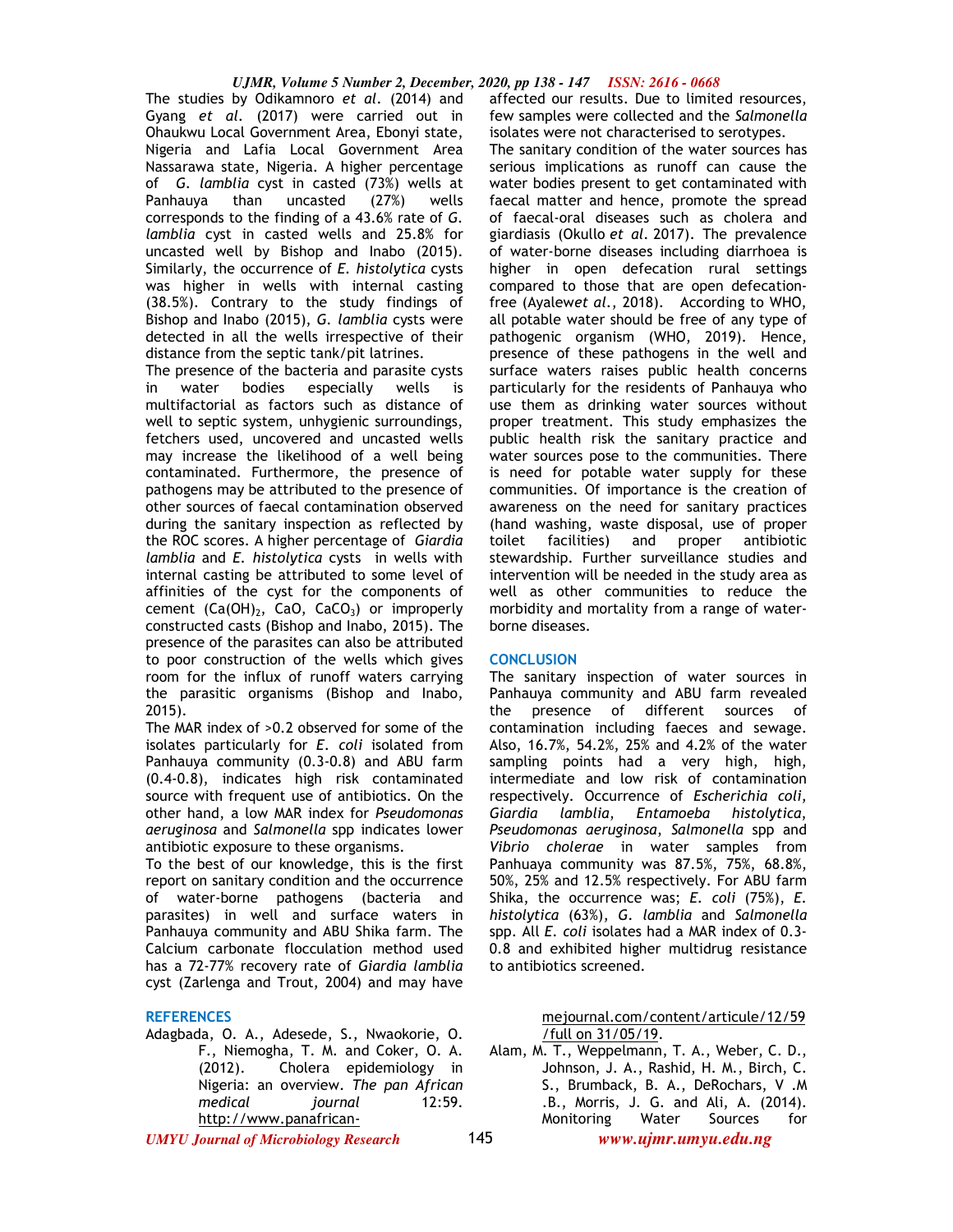The studies by Odikamnoro *et al*. (2014) and Gyang *et al*. (2017) were carried out in Ohaukwu Local Government Area, Ebonyi state, Nigeria and Lafia Local Government Area Nassarawa state, Nigeria. A higher percentage of *G. lamblia* cyst in casted (73%) wells at Panhauya than uncasted (27%) wells corresponds to the finding of a 43.6% rate of *G. lamblia* cyst in casted wells and 25.8% for uncasted well by Bishop and Inabo (2015). Similarly, the occurrence of *E. histolytica* cysts was higher in wells with internal casting (38.5%). Contrary to the study findings of Bishop and Inabo (2015), *G. lamblia* cysts were detected in all the wells irrespective of their distance from the septic tank/pit latrines.

The presence of the bacteria and parasite cysts in water bodies especially wells is multifactorial as factors such as distance of well to septic system, unhygienic surroundings, fetchers used, uncovered and uncasted wells may increase the likelihood of a well being contaminated. Furthermore, the presence of pathogens may be attributed to the presence of other sources of faecal contamination observed during the sanitary inspection as reflected by the ROC scores. A higher percentage of *Giardia lamblia* and *E. histolytica* cysts in wells with internal casting be attributed to some level of affinities of the cyst for the components of cement ($Ca(OH)_2$, CaO, $CaCO_3$) or improperly constructed casts (Bishop and Inabo, 2015). The presence of the parasites can also be attributed to poor construction of the wells which gives room for the influx of runoff waters carrying the parasitic organisms (Bishop and Inabo, 2015).

The MAR index of >0.2 observed for some of the isolates particularly for *E. coli* isolated from Panhauya community (0.3-0.8) and ABU farm (0.4-0.8), indicates high risk contaminated source with frequent use of antibiotics. On the other hand, a low MAR index for *Pseudomonas aeruginosa* and *Salmonella* spp indicates lower antibiotic exposure to these organisms.

To the best of our knowledge, this is the first report on sanitary condition and the occurrence of water-borne pathogens (bacteria and parasites) in well and surface waters in Panhauya community and ABU Shika farm. The Calcium carbonate flocculation method used has a 72-77% recovery rate of *Giardia lamblia* cyst (Zarlenga and Trout, 2004) and may have affected our results. Due to limited resources, few samples were collected and the *Salmonella* isolates were not characterised to serotypes.

The sanitary condition of the water sources has serious implications as runoff can cause the water bodies present to get contaminated with faecal matter and hence, promote the spread of faecal-oral diseases such as cholera and giardiasis (Okullo *et al*. 2017). The prevalence of water-borne diseases including diarrhoea is higher in open defecation rural settings compared to those that are open defecation-free (Ayalew*et al*., 2018). According to WHO, all potable water should be free of any type of pathogenic organism (WHO, 2019). Hence, presence of these pathogens in the well and surface waters raises public health concerns particularly for the residents of Panhauya who use them as drinking water sources without proper treatment. This study emphasizes the public health risk the sanitary practice and water sources pose to the communities. There is need for potable water supply for these communities. Of importance is the creation of awareness on the need for sanitary practices (hand washing, waste disposal, use of proper toilet facilities) and proper antibiotic stewardship. Further surveillance studies and intervention will be needed in the study area as well as other communities to reduce the morbidity and mortality from a range of water-borne diseases.

## CONCLUSION

The sanitary inspection of water sources in Panhauya community and ABU farm revealed the presence of different sources of contamination including faeces and sewage. Also, 16.7%, 54.2%, 25% and 4.2% of the water sampling points had a very high, high, intermediate and low risk of contamination respectively. Occurrence of *Escherichia coli*, *Giardia lamblia*, *Entamoeba histolytica*, *Pseudomonas aeruginosa*, *Salmonella* spp and *Vibrio cholerae* in water samples from Panhuaya community was 87.5%, 75%, 68.8%, 50%, 25% and 12.5% respectively. For ABU farm Shika, the occurrence was; *E. coli* (75%), *E. histolytica* (63%), *G. lamblia* and *Salmonella* spp. All *E. coli* isolates had a MAR index of 0.3-0.8 and exhibited higher multidrug resistance to antibiotics screened.

## REFERENCES

Adagbada, O. A., Adesede, S., Nwaokorie, O. F., Niemogha, T. M. and Coker, O. A. (2012). Cholera epidemiology in Nigeria: an overview. *The pan African medical journal* 12:59. http://www.panafrican-mejournal.com/content/article/12/59/full on 31/05/19.

Alam, M. T., Weppelmann, T. A., Weber, C. D., Johnson, J. A., Rashid, H. M., Birch, C. S., Brumback, B. A., DeRochars, V .M .B., Morris, J. G. and Ali, A. (2014). Monitoring Water Sources for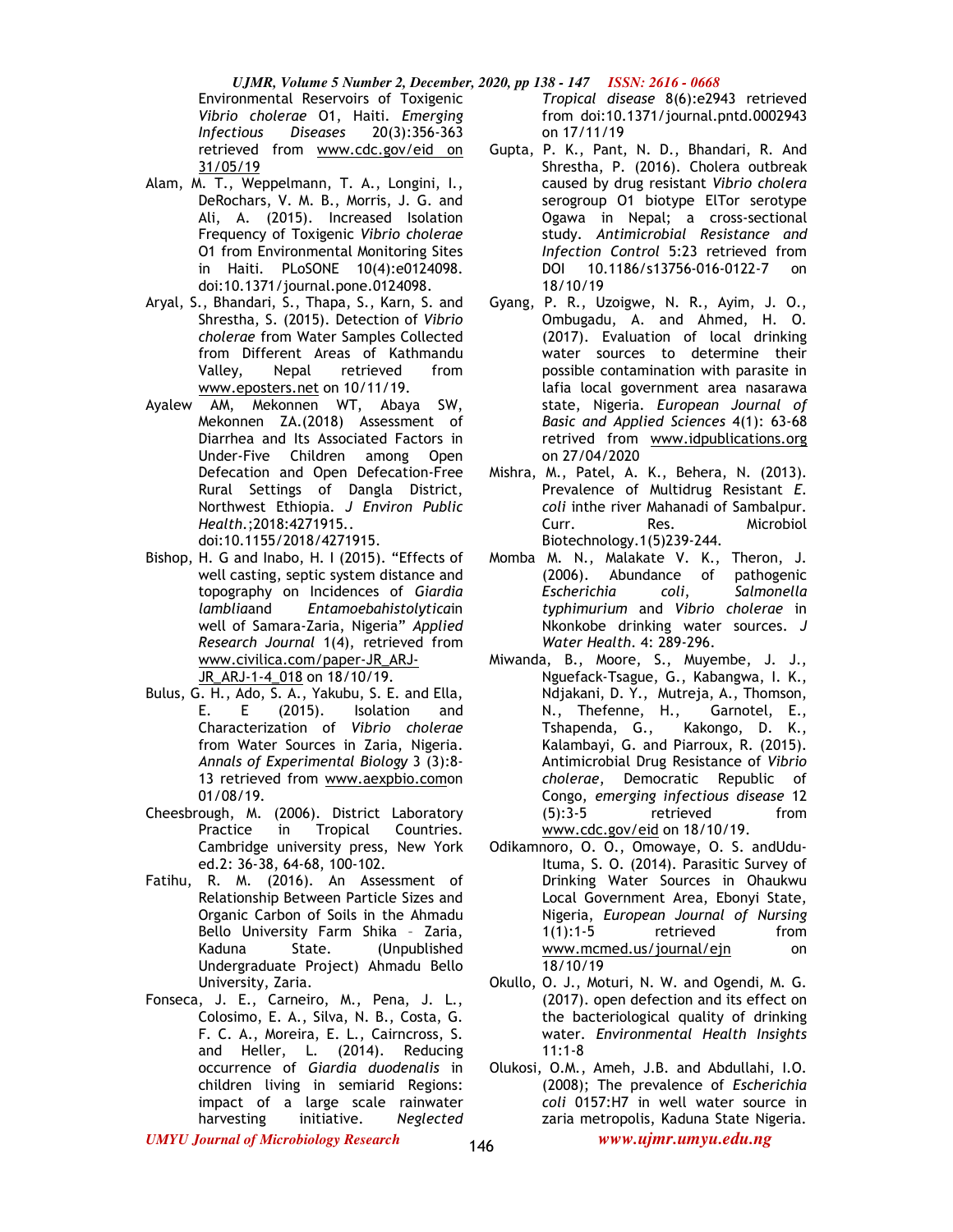Environmental Reservoirs of Toxigenic *Vibrio cholerae* O1, Haiti. *Emerging Infectious Diseases* 20(3):356-363 retrieved from www.cdc.gov/eid on 31/05/19

Alam, M. T., Weppelmann, T. A., Longini, I., DeRochars, V. M. B., Morris, J. G. and Ali, A. (2015). Increased Isolation Frequency of Toxigenic *Vibrio cholerae* O1 from Environmental Monitoring Sites in Haiti. PLoSONE 10(4):e0124098. doi:10.1371/journal.pone.0124098.

Aryal, S., Bhandari, S., Thapa, S., Karn, S. and Shrestha, S. (2015). Detection of *Vibrio cholerae* from Water Samples Collected from Different Areas of Kathmandu Valley, Nepal retrieved from www.eposters.net on 10/11/19.

Ayalew AM, Mekonnen WT, Abaya SW, Mekonnen ZA.(2018) Assessment of Diarrhea and Its Associated Factors in Under-Five Children among Open Defecation and Open Defecation-Free Rural Settings of Dangla District, Northwest Ethiopia. *J Environ Public Health*.;2018:4271915.. doi:10.1155/2018/4271915.

Bishop, H. G and Inabo, H. I (2015). "Effects of well casting, septic system distance and topography on Incidences of *Giardia lamblia*and *Entamoebahistolytica*in well of Samara-Zaria, Nigeria" *Applied Research Journal* 1(4), retrieved from www.civilica.com/paper-JR_ARJ-JR_ARJ-1-4_018 on 18/10/19.

Bulus, G. H., Ado, S. A., Yakubu, S. E. and Ella, E. E (2015). Isolation and Characterization of *Vibrio cholerae* from Water Sources in Zaria, Nigeria. *Annals of Experimental Biology* 3 (3):8-13 retrieved from www.aexpbio.comon 01/08/19.

Cheesbrough, M. (2006). District Laboratory Practice in Tropical Countries. Cambridge university press, New York ed.2: 36-38, 64-68, 100-102.

Fatihu, R. M. (2016). An Assessment of Relationship Between Particle Sizes and Organic Carbon of Soils in the Ahmadu Bello University Farm Shika – Zaria, Kaduna State. (Unpublished Undergraduate Project) Ahmadu Bello University, Zaria.

Fonseca, J. E., Carneiro, M., Pena, J. L., Colosimo, E. A., Silva, N. B., Costa, G. F. C. A., Moreira, E. L., Cairncross, S. and Heller, L. (2014). Reducing occurrence of *Giardia duodenalis* in children living in semiarid Regions: impact of a large scale rainwater harvesting initiative. *Neglected Tropical disease* 8(6):e2943 retrieved from doi:10.1371/journal.pntd.0002943 on 17/11/19

Gupta, P. K., Pant, N. D., Bhandari, R. And Shrestha, P. (2016). Cholera outbreak caused by drug resistant *Vibrio cholera* serogroup O1 biotype ElTor serotype Ogawa in Nepal; a cross-sectional study. *Antimicrobial Resistance and Infection Control* 5:23 retrieved from DOI 10.1186/s13756-016-0122-7 on 18/10/19

Gyang, P. R., Uzoigwe, N. R., Ayim, J. O., Ombugadu, A. and Ahmed, H. O. (2017). Evaluation of local drinking water sources to determine their possible contamination with parasite in lafia local government area nasarawa state, Nigeria. *European Journal of Basic and Applied Sciences* 4(1): 63-68 retrived from www.idpublications.org on 27/04/2020

Mishra, M., Patel, A. K., Behera, N. (2013). Prevalence of Multidrug Resistant *E. coli* inthe river Mahanadi of Sambalpur. Curr. Res. Microbiol Biotechnology.1(5)239-244.

Momba M. N., Malakate V. K., Theron, J. (2006). Abundance of pathogenic *Escherichia coli*, *Salmonella typhimurium* and *Vibrio cholerae* in Nkonkobe drinking water sources. *J Water Health*. 4: 289-296.

Miwanda, B., Moore, S., Muyembe, J. J., Nguefack-Tsague, G., Kabangwa, I. K., Ndjakani, D. Y., Mutreja, A., Thomson, N., Thefenne, H., Garnotel, E., Tshapenda, G., Kakongo, D. K., Kalambayi, G. and Piarroux, R. (2015). Antimicrobial Drug Resistance of *Vibrio cholerae*, Democratic Republic of Congo, *emerging infectious disease* 12 (5):3-5 retrieved from www.cdc.gov/eid on 18/10/19.

Odikamnoro, O. O., Omowaye, O. S. andUdu-Ituma, S. O. (2014). Parasitic Survey of Drinking Water Sources in Ohaukwu Local Government Area, Ebonyi State, Nigeria, *European Journal of Nursing* 1(1):1-5 retrieved from www.mcmed.us/journal/ejn on 18/10/19

Okullo, O. J., Moturi, N. W. and Ogendi, M. G. (2017). open defection and its effect on the bacteriological quality of drinking water. *Environmental Health Insights* 11:1-8

Olukosi, O.M., Ameh, J.B. and Abdullahi, I.O. (2008); The prevalence of *Escherichia coli* 0157:H7 in well water source in zaria metropolis, Kaduna State Nigeria.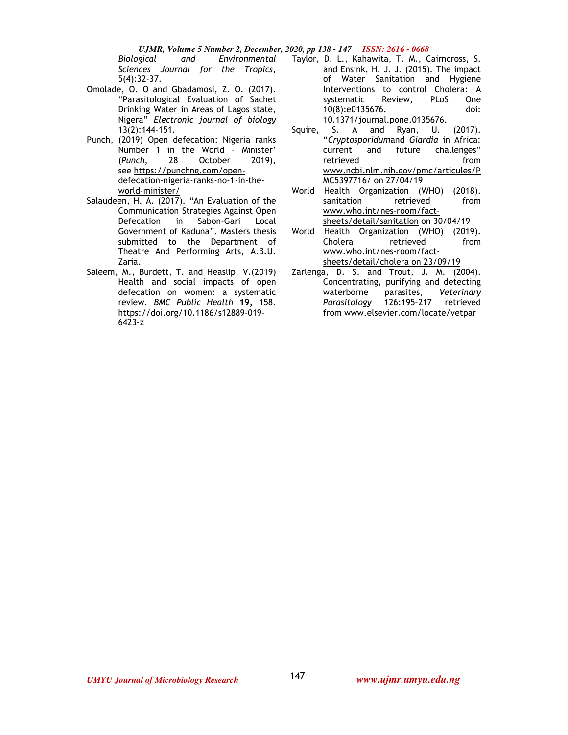*Biological and Environmental Sciences Journal for the Tropics*, 5(4):32-37.

Omolade, O. O and Gbadamosi, Z. O. (2017). "Parasitological Evaluation of Sachet Drinking Water in Areas of Lagos state, Nigera" *Electronic journal of biology* 13(2):144-151.

Punch, (2019) Open defecation: Nigeria ranks Number 1 in the World – Minister' (*Punch*, 28 October 2019), see https://punchng.com/open-defecation-nigeria-ranks-no-1-in-the-world-minister/

Salaudeen, H. A. (2017). "An Evaluation of the Communication Strategies Against Open Defecation in Sabon-Gari Local Government of Kaduna". Masters thesis submitted to the Department of Theatre And Performing Arts, A.B.U. Zaria.

Saleem, M., Burdett, T. and Heaslip, V.(2019) Health and social impacts of open defecation on women: a systematic review. *BMC Public Health* **19,** 158. https://doi.org/10.1186/s12889-019-6423-z

Taylor, D. L., Kahawita, T. M., Cairncross, S. and Ensink, H. J. J. (2015). The impact of Water Sanitation and Hygiene Interventions to control Cholera: A systematic Review, PLoS One 10(8):e0135676. doi: 10.1371/journal.pone.0135676.

Squire, S. A and Ryan, U. (2017). "*Cryptosporidium*and *Giardia* in Africa: current and future challenges" retrieved from www.ncbi.nlm.nih.gov/pmc/articules/PMC5397716/ on 27/04/19

World Health Organization (WHO) (2018). sanitation retrieved from www.who.int/nes-room/fact-sheets/detail/sanitation on 30/04/19

World Health Organization (WHO) (2019). Cholera retrieved from www.who.int/nes-room/fact-sheets/detail/cholera on 23/09/19

Zarlenga, D. S. and Trout, J. M. (2004). Concentrating, purifying and detecting waterborne parasites, *Veterinary Parasitology* 126:195–217 retrieved from www.elsevier.com/locate/vetpar